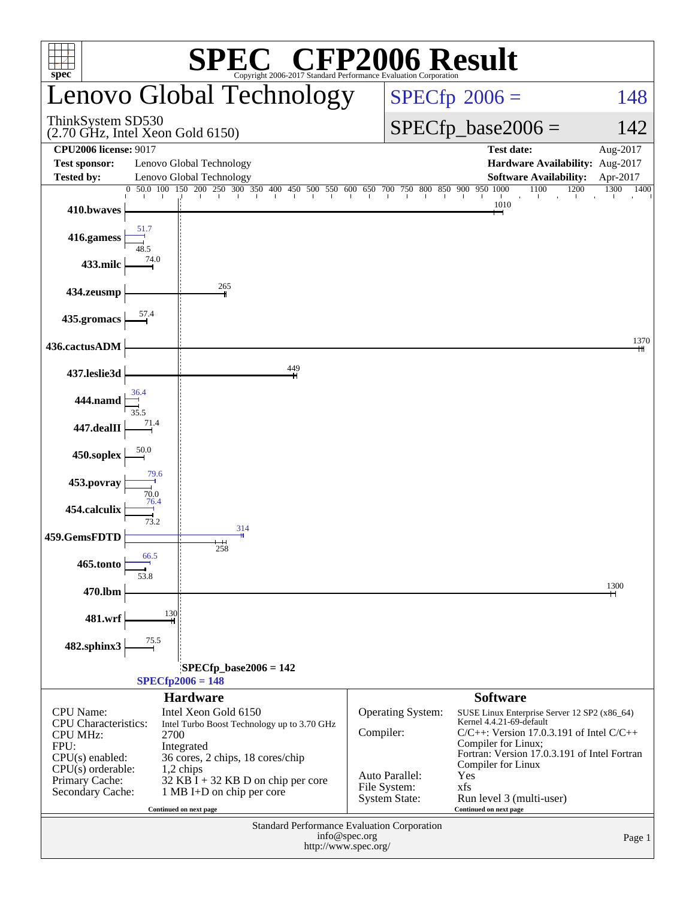# SPEC CFP2006 Result

Copyright 2006-2017 Standard Performance Evaluation Corporation

## Lenovo Global Technology

ThinkSystem SD530
(2.70 GHz, Intel Xeon Gold 6150)

SPECfp 2006 = 148

SPECfp_base2006 = 142

| | | | |
|---|---|---|---|
| **CPU2006 license:** 9017 | | **Test date:** | Aug-2017 |
| **Test sponsor:** | Lenovo Global Technology | **Hardware Availability:** | Aug-2017 |
| **Tested by:** | Lenovo Global Technology | **Software Availability:** | Apr-2017 |

| Benchmark | Peak | Base |
|---|---|---|
| 410.bwaves | | 1010 |
| 416.gamess | 51.7 | 48.5 |
| 433.milc | | 74.0 |
| 434.zeusmp | | 265 |
| 435.gromacs | | 57.4 |
| 436.cactusADM | | 1370 |
| 437.leslie3d | | 449 |
| 444.namd | 36.4 | 35.5 |
| 447.dealII | | 71.4 |
| 450.soplex | | 50.0 |
| 453.povray | 79.6 | 70.0 |
| 454.calculix | 76.4 | 73.2 |
| 459.GemsFDTD | 314 | 258 |
| 465.tonto | 66.5 | 53.8 |
| 470.lbm | | 1300 |
| 481.wrf | | 130 |
| 482.sphinx3 | | 75.5 |

SPECfp_base2006 = 142

SPECfp2006 = 148

### Hardware

| | |
|---|---|
| CPU Name: | Intel Xeon Gold 6150 |
| CPU Characteristics: | Intel Turbo Boost Technology up to 3.70 GHz |
| CPU MHz: | 2700 |
| FPU: | Integrated |
| CPU(s) enabled: | 36 cores, 2 chips, 18 cores/chip |
| CPU(s) orderable: | 1,2 chips |
| Primary Cache: | 32 KB I + 32 KB D on chip per core |
| Secondary Cache: | 1 MB I+D on chip per core |

Continued on next page

### Software

| | |
|---|---|
| Operating System: | SUSE Linux Enterprise Server 12 SP2 (x86_64) Kernel 4.4.21-69-default |
| Compiler: | C/C++: Version 17.0.3.191 of Intel C/C++ Compiler for Linux; Fortran: Version 17.0.3.191 of Intel Fortran Compiler for Linux |
| Auto Parallel: | Yes |
| File System: | xfs |
| System State: | Run level 3 (multi-user) |

Continued on next page

Standard Performance Evaluation Corporation
info@spec.org
http://www.spec.org/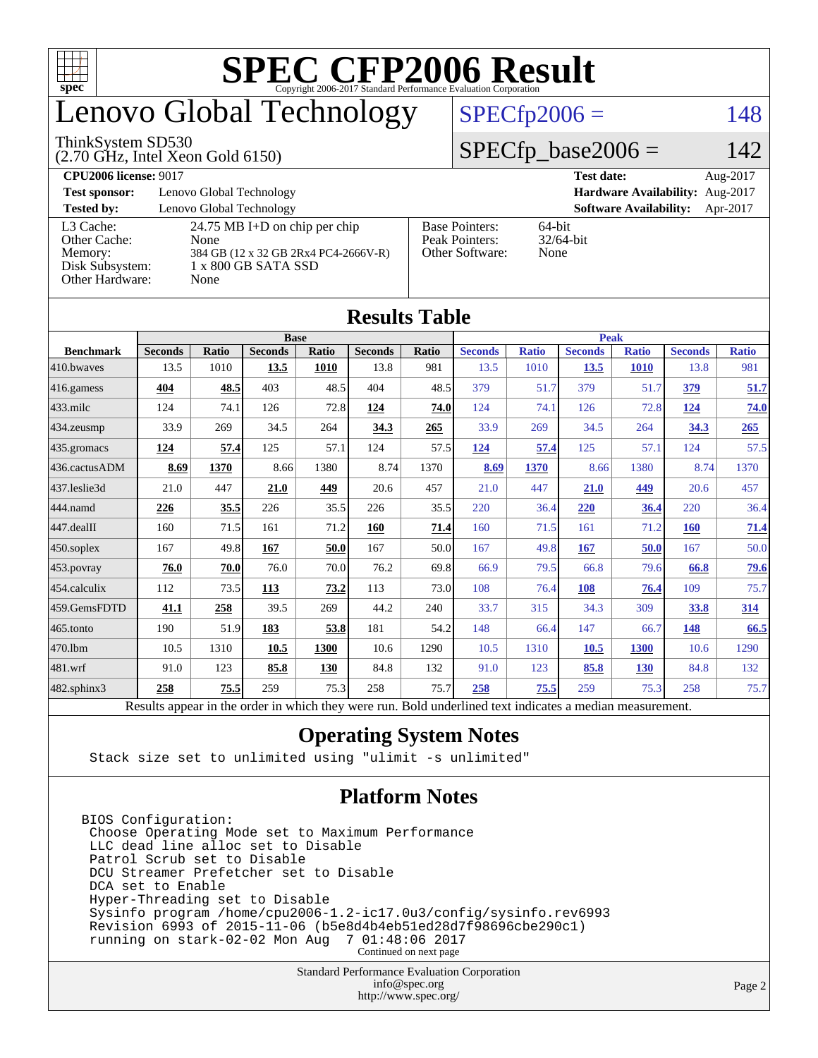# SPEC CFP2006 Result

Copyright 2006-2017 Standard Performance Evaluation Corporation

# Lenovo Global Technology

ThinkSystem SD530
(2.70 GHz, Intel Xeon Gold 6150)

SPECfp2006 = 148

SPECfp_base2006 = 142

| | | | |
|---|---|---|---|
| **CPU2006 license:** 9017 | | **Test date:** | Aug-2017 |
| **Test sponsor:** | Lenovo Global Technology | **Hardware Availability:** | Aug-2017 |
| **Tested by:** | Lenovo Global Technology | **Software Availability:** | Apr-2017 |

| | | | |
|---|---|---|---|
| L3 Cache: | 24.75 MB I+D on chip per chip | Base Pointers: | 64-bit |
| Other Cache: | None | Peak Pointers: | 32/64-bit |
| Memory: | 384 GB (12 x 32 GB 2Rx4 PC4-2666V-R) | Other Software: | None |
| Disk Subsystem: | 1 x 800 GB SATA SSD | | |
| Other Hardware: | None | | |

## Results Table

| | Base | | | | | | Peak | | | | | |
|---|---|---|---|---|---|---|---|---|---|---|---|---|
| **Benchmark** | **Seconds** | **Ratio** | **Seconds** | **Ratio** | **Seconds** | **Ratio** | **Seconds** | **Ratio** | **Seconds** | **Ratio** | **Seconds** | **Ratio** |
| 410.bwaves | 13.5 | 1010 | **13.5** | **1010** | 13.8 | 981 | 13.5 | 1010 | **13.5** | **1010** | 13.8 | 981 |
| 416.gamess | **404** | **48.5** | 403 | 48.5 | 404 | 48.5 | 379 | 51.7 | 379 | 51.7 | **379** | **51.7** |
| 433.milc | 124 | 74.1 | 126 | 72.8 | **124** | **74.0** | 124 | 74.1 | 126 | 72.8 | **124** | **74.0** |
| 434.zeusmp | 33.9 | 269 | 34.5 | 264 | **34.3** | **265** | 33.9 | 269 | 34.5 | 264 | **34.3** | **265** |
| 435.gromacs | **124** | **57.4** | 125 | 57.1 | 124 | 57.5 | **124** | **57.4** | 125 | 57.1 | 124 | 57.5 |
| 436.cactusADM | **8.69** | **1370** | 8.66 | 1380 | 8.74 | 1370 | **8.69** | **1370** | 8.66 | 1380 | 8.74 | 1370 |
| 437.leslie3d | 21.0 | 447 | **21.0** | **449** | 20.6 | 457 | 21.0 | 447 | **21.0** | **449** | 20.6 | 457 |
| 444.namd | **226** | **35.5** | 226 | 35.5 | 226 | 35.5 | 220 | 36.4 | **220** | **36.4** | 220 | 36.4 |
| 447.dealII | 160 | 71.5 | 161 | 71.2 | **160** | **71.4** | 160 | 71.5 | 161 | 71.2 | **160** | **71.4** |
| 450.soplex | 167 | 49.8 | **167** | **50.0** | 167 | 50.0 | 167 | 49.8 | **167** | **50.0** | 167 | 50.0 |
| 453.povray | **76.0** | **70.0** | 76.0 | 70.0 | 76.2 | 69.8 | 66.9 | 79.5 | 66.8 | 79.6 | **66.8** | **79.6** |
| 454.calculix | 112 | 73.5 | **113** | **73.2** | 113 | 73.0 | 108 | 76.4 | **108** | **76.4** | 109 | 75.7 |
| 459.GemsFDTD | **41.1** | **258** | 39.5 | 269 | 44.2 | 240 | 33.7 | 315 | 34.3 | 309 | **33.8** | **314** |
| 465.tonto | 190 | 51.9 | **183** | **53.8** | 181 | 54.2 | 148 | 66.4 | 147 | 66.7 | **148** | **66.5** |
| 470.lbm | 10.5 | 1310 | **10.5** | **1300** | 10.6 | 1290 | 10.5 | 1310 | **10.5** | **1300** | 10.6 | 1290 |
| 481.wrf | 91.0 | 123 | **85.8** | **130** | 84.8 | 132 | 91.0 | 123 | **85.8** | **130** | 84.8 | 132 |
| 482.sphinx3 | **258** | **75.5** | 259 | 75.3 | 258 | 75.7 | **258** | **75.5** | 259 | 75.3 | 258 | 75.7 |

Results appear in the order in which they were run. Bold underlined text indicates a median measurement.

## Operating System Notes

```
Stack size set to unlimited using "ulimit -s unlimited"
```

## Platform Notes

```
BIOS Configuration:
 Choose Operating Mode set to Maximum Performance
 LLC dead line alloc set to Disable
 Patrol Scrub set to Disable
 DCU Streamer Prefetcher set to Disable
 DCA set to Enable
 Hyper-Threading set to Disable
 Sysinfo program /home/cpu2006-1.2-ic17.0u3/config/sysinfo.rev6993
 Revision 6993 of 2015-11-06 (b5e8d4b4eb51ed28d7f98696cbe290c1)
 running on stark-02-02 Mon Aug  7 01:48:06 2017
```

Continued on next page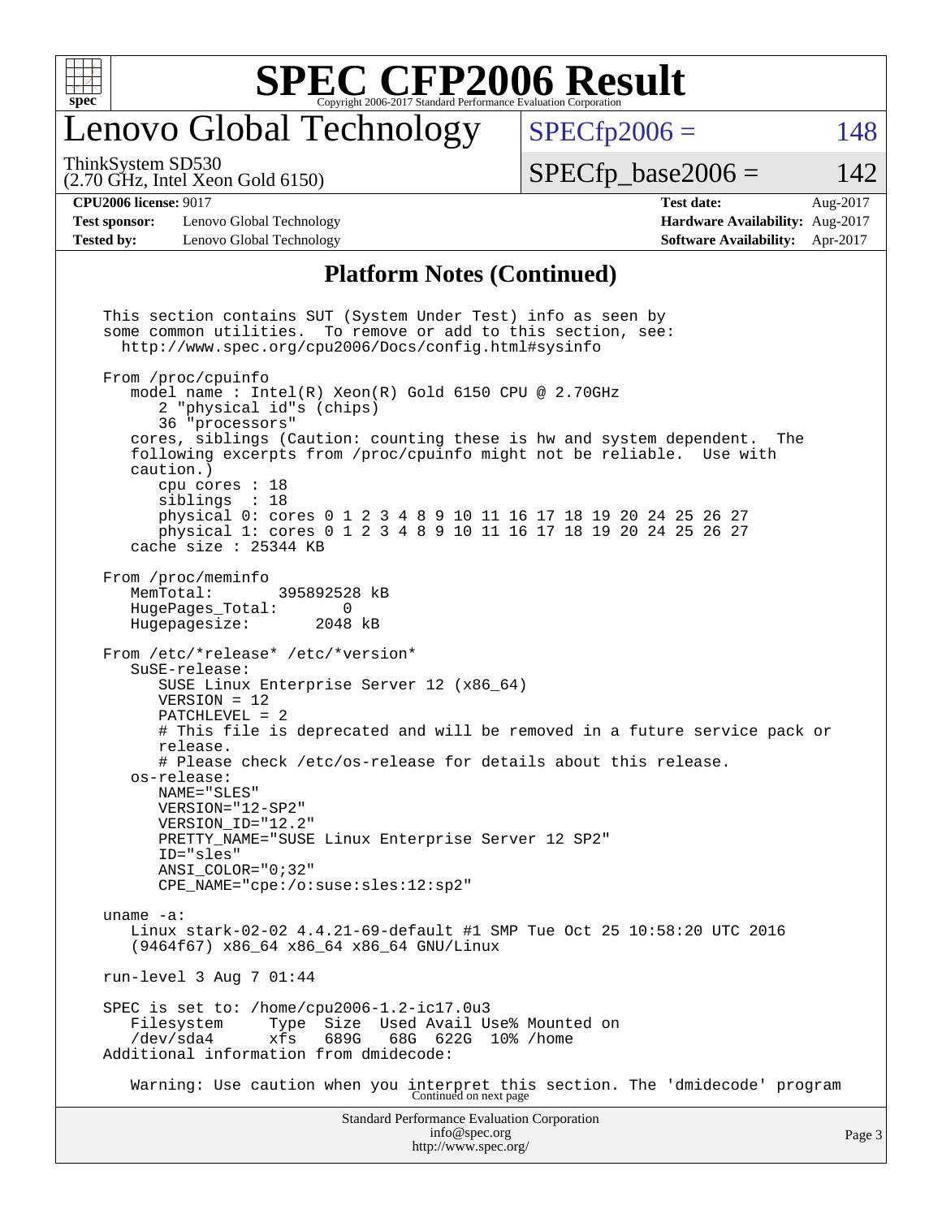# SPEC CFP2006 Result

Copyright 2006-2017 Standard Performance Evaluation Corporation

## Lenovo Global Technology

ThinkSystem SD530
(2.70 GHz, Intel Xeon Gold 6150)

SPECfp2006 = 148

SPECfp_base2006 = 142

| | | | |
|---|---|---|---|
| **CPU2006 license:** 9017 | | **Test date:** | Aug-2017 |
| **Test sponsor:** | Lenovo Global Technology | **Hardware Availability:** | Aug-2017 |
| **Tested by:** | Lenovo Global Technology | **Software Availability:** | Apr-2017 |

### Platform Notes (Continued)

```
This section contains SUT (System Under Test) info as seen by
some common utilities.  To remove or add to this section, see:
  http://www.spec.org/cpu2006/Docs/config.html#sysinfo

From /proc/cpuinfo
   model name : Intel(R) Xeon(R) Gold 6150 CPU @ 2.70GHz
      2 "physical id"s (chips)
      36 "processors"
   cores, siblings (Caution: counting these is hw and system dependent.  The
   following excerpts from /proc/cpuinfo might not be reliable.  Use with
   caution.)
      cpu cores : 18
      siblings  : 18
      physical 0: cores 0 1 2 3 4 8 9 10 11 16 17 18 19 20 24 25 26 27
      physical 1: cores 0 1 2 3 4 8 9 10 11 16 17 18 19 20 24 25 26 27
   cache size : 25344 KB

From /proc/meminfo
   MemTotal:       395892528 kB
   HugePages_Total:       0
   Hugepagesize:       2048 kB

From /etc/*release* /etc/*version*
   SuSE-release:
      SUSE Linux Enterprise Server 12 (x86_64)
      VERSION = 12
      PATCHLEVEL = 2
      # This file is deprecated and will be removed in a future service pack or
      release.
      # Please check /etc/os-release for details about this release.
   os-release:
      NAME="SLES"
      VERSION="12-SP2"
      VERSION_ID="12.2"
      PRETTY_NAME="SUSE Linux Enterprise Server 12 SP2"
      ID="sles"
      ANSI_COLOR="0;32"
      CPE_NAME="cpe:/o:suse:sles:12:sp2"

uname -a:
   Linux stark-02-02 4.4.21-69-default #1 SMP Tue Oct 25 10:58:20 UTC 2016
   (9464f67) x86_64 x86_64 x86_64 GNU/Linux

run-level 3 Aug 7 01:44

SPEC is set to: /home/cpu2006-1.2-ic17.0u3
   Filesystem     Type  Size  Used Avail Use% Mounted on
   /dev/sda4      xfs   689G   68G  622G  10% /home
Additional information from dmidecode:

   Warning: Use caution when you interpret this section. The 'dmidecode' program
```

Continued on next page

Standard Performance Evaluation Corporation
info@spec.org
http://www.spec.org/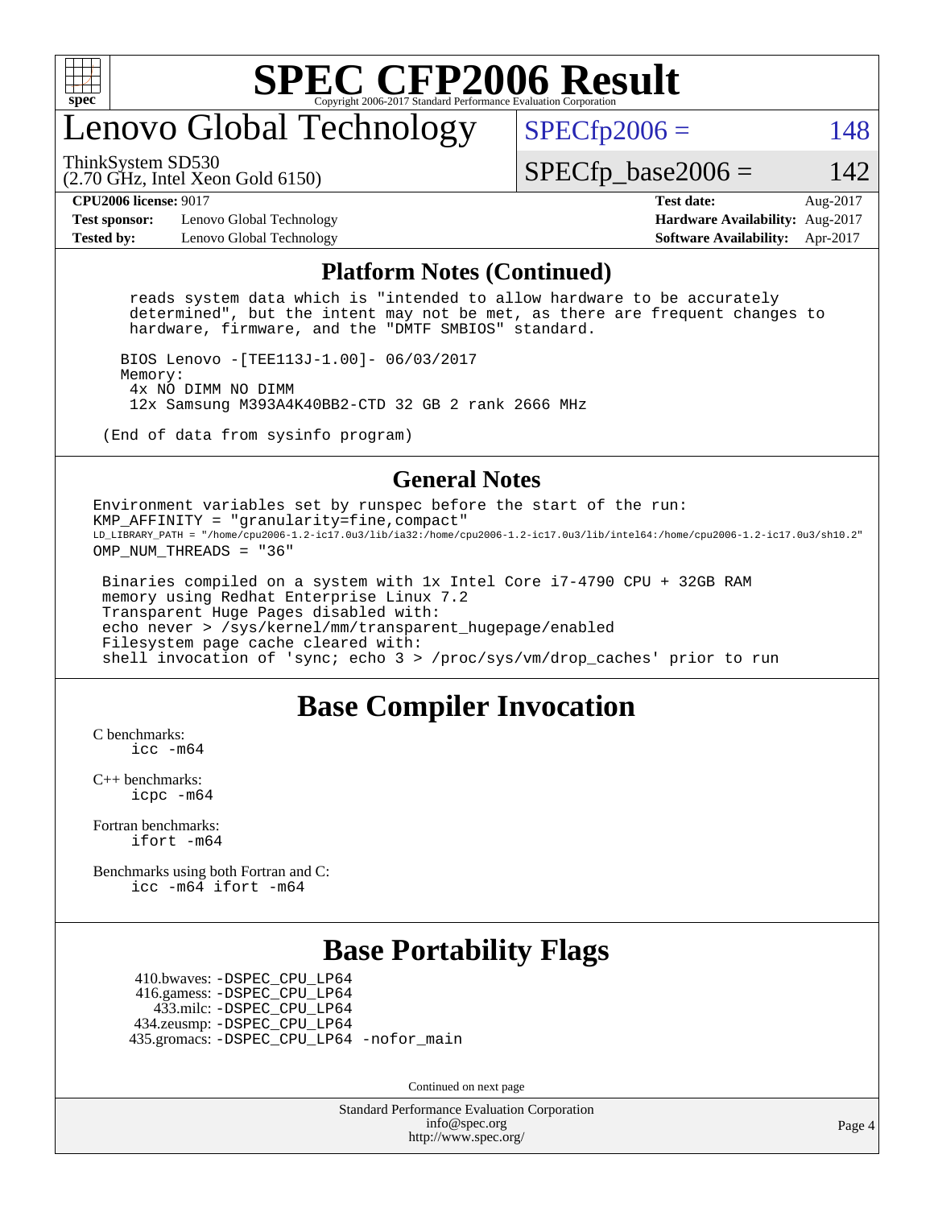# Lenovo Global Technology

ThinkSystem SD530
(2.70 GHz, Intel Xeon Gold 6150)

SPECfp2006 = 148

SPECfp_base2006 = 142

**CPU2006 license:** 9017
**Test sponsor:** Lenovo Global Technology
**Tested by:** Lenovo Global Technology

**Test date:** Aug-2017
**Hardware Availability:** Aug-2017
**Software Availability:** Apr-2017

## Platform Notes (Continued)

```
   reads system data which is "intended to allow hardware to be accurately
   determined", but the intent may not be met, as there are frequent changes to
   hardware, firmware, and the "DMTF SMBIOS" standard.

  BIOS Lenovo -[TEE113J-1.00]- 06/03/2017
  Memory:
   4x NO DIMM NO DIMM
   12x Samsung M393A4K40BB2-CTD 32 GB 2 rank 2666 MHz

(End of data from sysinfo program)
```

## General Notes

```
Environment variables set by runspec before the start of the run:
KMP_AFFINITY = "granularity=fine,compact"
LD_LIBRARY_PATH = "/home/cpu2006-1.2-ic17.0u3/lib/ia32:/home/cpu2006-1.2-ic17.0u3/lib/intel64:/home/cpu2006-1.2-ic17.0u3/sh10.2"
OMP_NUM_THREADS = "36"

 Binaries compiled on a system with 1x Intel Core i7-4790 CPU + 32GB RAM
 memory using Redhat Enterprise Linux 7.2
 Transparent Huge Pages disabled with:
 echo never > /sys/kernel/mm/transparent_hugepage/enabled
 Filesystem page cache cleared with:
 shell invocation of 'sync; echo 3 > /proc/sys/vm/drop_caches' prior to run
```

## Base Compiler Invocation

C benchmarks:
  icc -m64

C++ benchmarks:
  icpc -m64

Fortran benchmarks:
  ifort -m64

Benchmarks using both Fortran and C:
  icc -m64 ifort -m64

## Base Portability Flags

410.bwaves: -DSPEC_CPU_LP64
416.gamess: -DSPEC_CPU_LP64
433.milc: -DSPEC_CPU_LP64
434.zeusmp: -DSPEC_CPU_LP64
435.gromacs: -DSPEC_CPU_LP64 -nofor_main

Continued on next page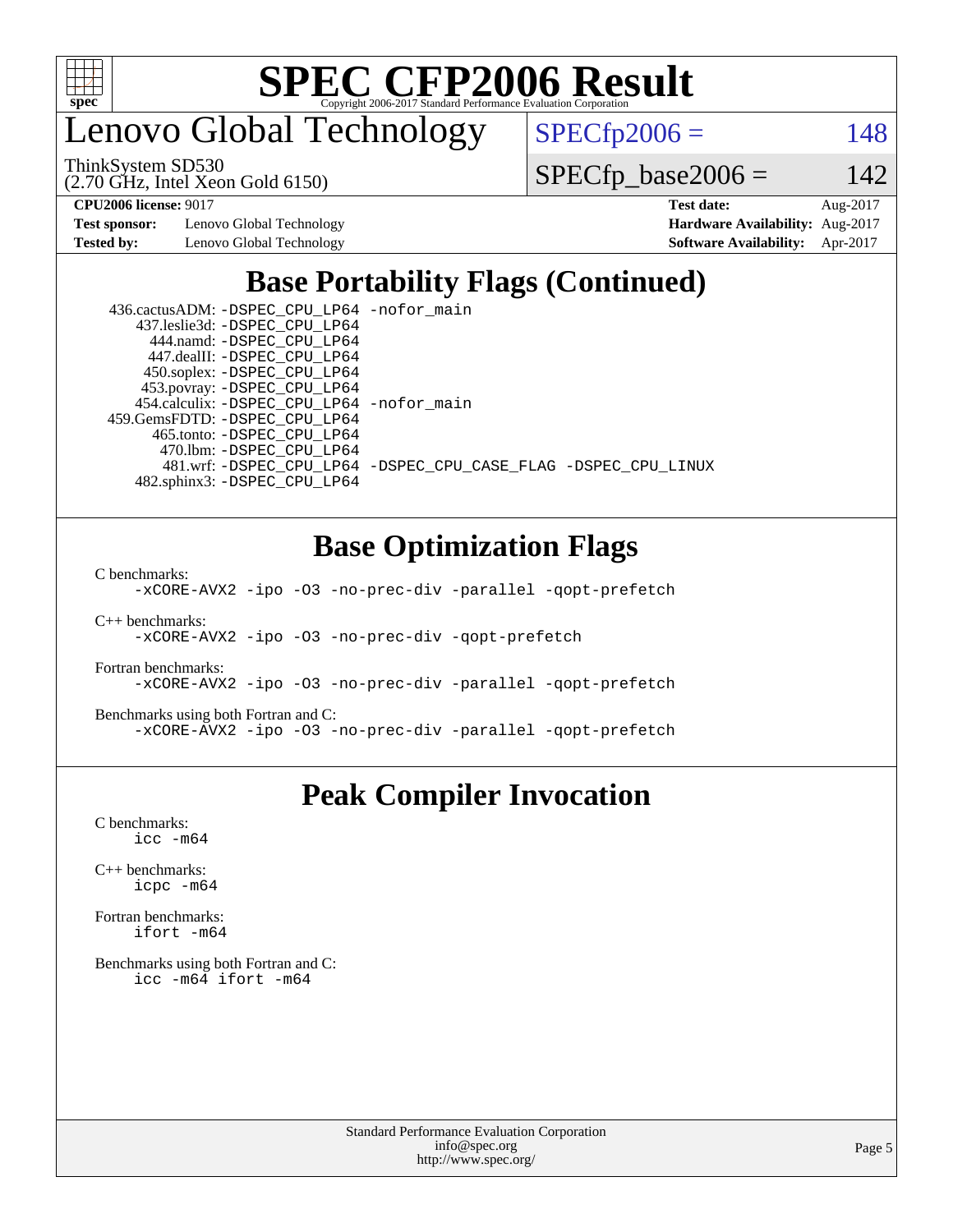# SPEC CFP2006 Result

Copyright 2006-2017 Standard Performance Evaluation Corporation

## Lenovo Global Technology

ThinkSystem SD530
(2.70 GHz, Intel Xeon Gold 6150)

SPECfp2006 = 148

SPECfp_base2006 = 142

| | | | |
|---|---|---|---|
| **CPU2006 license:** 9017 | | **Test date:** | Aug-2017 |
| **Test sponsor:** | Lenovo Global Technology | **Hardware Availability:** | Aug-2017 |
| **Tested by:** | Lenovo Global Technology | **Software Availability:** | Apr-2017 |

## Base Portability Flags (Continued)

```
 436.cactusADM: -DSPEC_CPU_LP64 -nofor_main
   437.leslie3d: -DSPEC_CPU_LP64
      444.namd: -DSPEC_CPU_LP64
    447.dealII: -DSPEC_CPU_LP64
    450.soplex: -DSPEC_CPU_LP64
    453.povray: -DSPEC_CPU_LP64
  454.calculix: -DSPEC_CPU_LP64 -nofor_main
459.GemsFDTD: -DSPEC_CPU_LP64
     465.tonto: -DSPEC_CPU_LP64
       470.lbm: -DSPEC_CPU_LP64
       481.wrf: -DSPEC_CPU_LP64 -DSPEC_CPU_CASE_FLAG -DSPEC_CPU_LINUX
   482.sphinx3: -DSPEC_CPU_LP64
```

## Base Optimization Flags

C benchmarks:
```
-xCORE-AVX2 -ipo -O3 -no-prec-div -parallel -qopt-prefetch
```

C++ benchmarks:
```
-xCORE-AVX2 -ipo -O3 -no-prec-div -qopt-prefetch
```

Fortran benchmarks:
```
-xCORE-AVX2 -ipo -O3 -no-prec-div -parallel -qopt-prefetch
```

Benchmarks using both Fortran and C:
```
-xCORE-AVX2 -ipo -O3 -no-prec-div -parallel -qopt-prefetch
```

## Peak Compiler Invocation

C benchmarks:
```
icc -m64
```

C++ benchmarks:
```
icpc -m64
```

Fortran benchmarks:
```
ifort -m64
```

Benchmarks using both Fortran and C:
```
icc -m64 ifort -m64
```

Standard Performance Evaluation Corporation
info@spec.org
http://www.spec.org/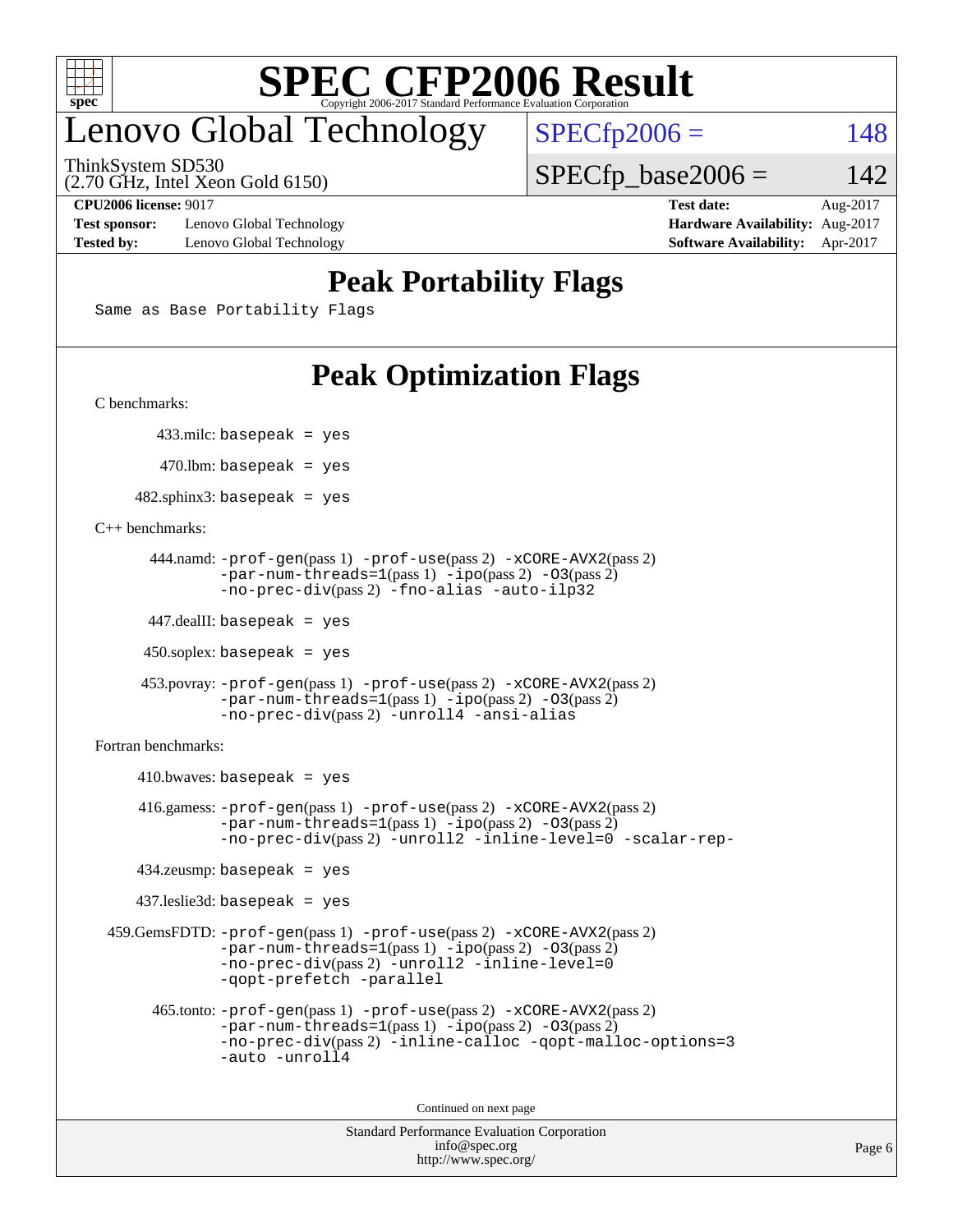# Peak Portability Flags

Same as Base Portability Flags

# Peak Optimization Flags

C benchmarks:

433.milc: basepeak = yes

470.lbm: basepeak = yes

482.sphinx3: basepeak = yes

C++ benchmarks:

444.namd: -prof-gen(pass 1) -prof-use(pass 2) -xCORE-AVX2(pass 2) -par-num-threads=1(pass 1) -ipo(pass 2) -O3(pass 2) -no-prec-div(pass 2) -fno-alias -auto-ilp32

447.dealII: basepeak = yes

450.soplex: basepeak = yes

453.povray: -prof-gen(pass 1) -prof-use(pass 2) -xCORE-AVX2(pass 2) -par-num-threads=1(pass 1) -ipo(pass 2) -O3(pass 2) -no-prec-div(pass 2) -unroll4 -ansi-alias

Fortran benchmarks:

410.bwaves: basepeak = yes

416.gamess: -prof-gen(pass 1) -prof-use(pass 2) -xCORE-AVX2(pass 2) -par-num-threads=1(pass 1) -ipo(pass 2) -O3(pass 2) -no-prec-div(pass 2) -unroll2 -inline-level=0 -scalar-rep-

434.zeusmp: basepeak = yes

437.leslie3d: basepeak = yes

459.GemsFDTD: -prof-gen(pass 1) -prof-use(pass 2) -xCORE-AVX2(pass 2) -par-num-threads=1(pass 1) -ipo(pass 2) -O3(pass 2) -no-prec-div(pass 2) -unroll2 -inline-level=0 -qopt-prefetch -parallel

465.tonto: -prof-gen(pass 1) -prof-use(pass 2) -xCORE-AVX2(pass 2) -par-num-threads=1(pass 1) -ipo(pass 2) -O3(pass 2) -no-prec-div(pass 2) -inline-calloc -qopt-malloc-options=3 -auto -unroll4

Continued on next page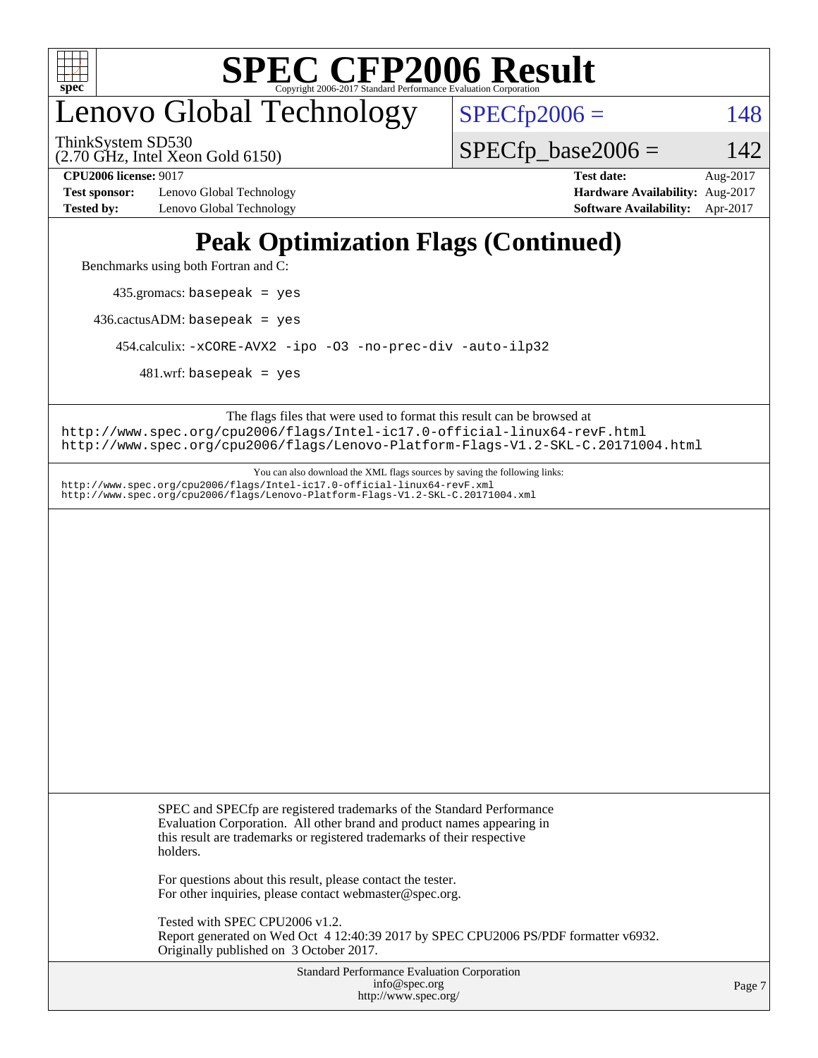# Lenovo Global Technology

ThinkSystem SD530
(2.70 GHz, Intel Xeon Gold 6150)

SPECfp2006 = 148

SPECfp_base2006 = 142

**CPU2006 license:** 9017
**Test sponsor:** Lenovo Global Technology
**Tested by:** Lenovo Global Technology

**Test date:** Aug-2017
**Hardware Availability:** Aug-2017
**Software Availability:** Apr-2017

## Peak Optimization Flags (Continued)

Benchmarks using both Fortran and C:

435.gromacs: `basepeak = yes`

436.cactusADM: `basepeak = yes`

454.calculix: `-xCORE-AVX2 -ipo -O3 -no-prec-div -auto-ilp32`

481.wrf: `basepeak = yes`

The flags files that were used to format this result can be browsed at
http://www.spec.org/cpu2006/flags/Intel-ic17.0-official-linux64-revF.html
http://www.spec.org/cpu2006/flags/Lenovo-Platform-Flags-V1.2-SKL-C.20171004.html

You can also download the XML flags sources by saving the following links:
http://www.spec.org/cpu2006/flags/Intel-ic17.0-official-linux64-revF.xml
http://www.spec.org/cpu2006/flags/Lenovo-Platform-Flags-V1.2-SKL-C.20171004.xml

SPEC and SPECfp are registered trademarks of the Standard Performance Evaluation Corporation. All other brand and product names appearing in this result are trademarks or registered trademarks of their respective holders.

For questions about this result, please contact the tester.
For other inquiries, please contact webmaster@spec.org.

Tested with SPEC CPU2006 v1.2.
Report generated on Wed Oct 4 12:40:39 2017 by SPEC CPU2006 PS/PDF formatter v6932.
Originally published on 3 October 2017.